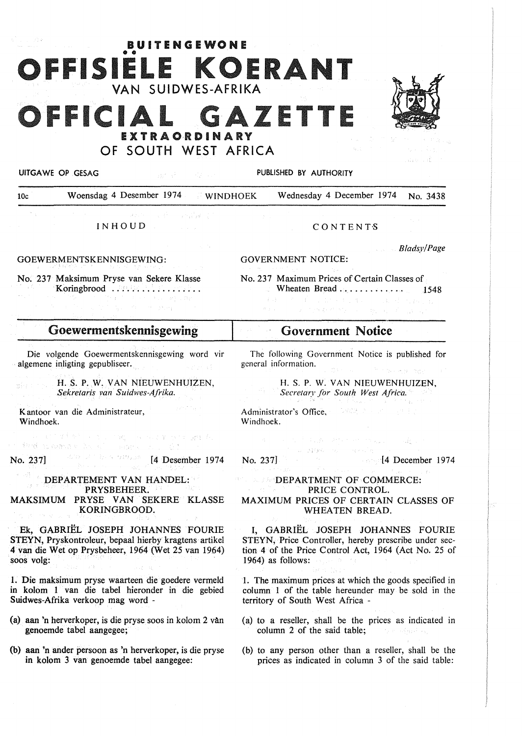# BUITENGEWONE OFFISIËLE KOERANT VAN SUIDWES-AFRIKA

# OFFICIAL GAZETTE EXTRAORDINARY OF SOUTH WEST AFRICA

UITGAWE OP GESAG — PUBLISHED BY AUTHORITY

10c — Woensdag 4 Desember 1974 — WINDHOEK — Wednesday 4 December 1974 — No. 3438

INHOUD

GOEWERMENTSKENNISGEWING:

No. 237 Maksimum Pryse van Sekere Klasse Koringbrood ..................

CONTENTS

*Bladsy/Page*

GOVERNMENT NOTICE:

No. 237 Maximum Prices of Certain Classes of Wheaten Bread ............. 1548

## Goewermentskennisgewing

Die volgende Goewermentskennisgewing word vir algemene inligting gepubliseer.

H. S. P. W. VAN NIEUWENHUIZEN,
*Sekretaris van Suidwes-Afrika.*

Kantoor van die Administrateur,
Windhoek.

No. 237] [4 Desember 1974

DEPARTEMENT VAN HANDEL: PRYSBEHEER.
MAKSIMUM PRYSE VAN SEKERE KLASSE KORINGBROOD.

Ek, GABRIËL JOSEPH JOHANNES FOURIE STEYN, Pryskontroleur, bepaal hierby kragtens artikel 4 van die Wet op Prysbeheer, 1964 (Wet 25 van 1964) soos volg:

1. Die maksimum pryse waarteen die goedere vermeld in kolom 1 van die tabel hieronder in die gebied Suidwes-Afrika verkoop mag word -

(a) aan 'n herverkoper, is die pryse soos in kolom 2 vân genoemde tabel aangegee;

(b) aan 'n ander persoon as 'n herverkoper, is die pryse in kolom 3 van genoemde tabel aangegee:

## Government Notice

The following Government Notice is published for general information.

H. S. P. W. VAN NIEUWENHUIZEN,
*Secretary for South West Africa.*

Administrator's Office,
Windhoek.

No. 237] [4 December 1974

DEPARTMENT OF COMMERCE: PRICE CONTROL.
MAXIMUM PRICES OF CERTAIN CLASSES OF WHEATEN BREAD.

I, GABRIËL JOSEPH JOHANNES FOURIE STEYN, Price Controller, hereby prescribe under section 4 of the Price Control Act, 1964 (Act No. 25 of 1964) as follows:

1. The maximum prices at which the goods specified in column 1 of the table hereunder may be sold in the territory of South West Africa -

(a) to a reseller, shall be the prices as indicated in column 2 of the said table;

(b) to any person other than a reseller, shall be the prices as indicated in column 3 of the said table: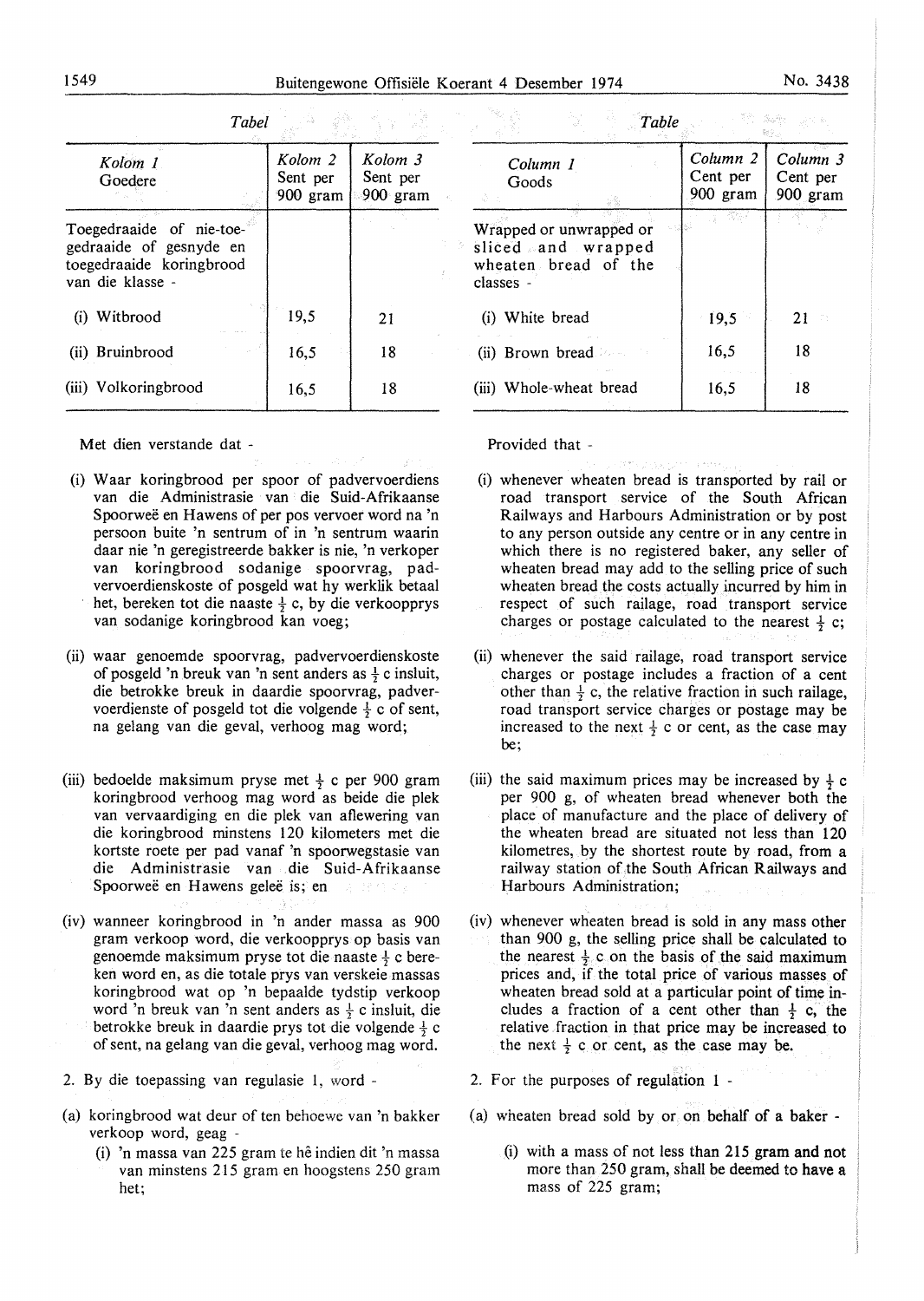*Tabel*

| *Kolom 1* Goedere | *Kolom 2* Sent per 900 gram | *Kolom 3* Sent per 900 gram |
|---|---|---|
| Toegedraaide of nie-toegedraaide of gesnyde en toegedraaide koringbrood van die klasse - | | |
| (i) Witbrood | 19,5 | 21 |
| (ii) Bruinbrood | 16,5 | 18 |
| (iii) Volkoringbrood | 16,5 | 18 |

Met dien verstande dat -

(i) Waar koringbrood per spoor of padvervoerdiens van die Administrasie van die Suid-Afrikaanse Spoorweë en Hawens of per pos vervoer word na 'n persoon buite 'n sentrum of in 'n sentrum waarin daar nie 'n geregistreerde bakker is nie, 'n verkoper van koringbrood sodanige spoorvrag, padvervoerdienskoste of posgeld wat hy werklik betaal het, bereken tot die naaste $\frac{1}{2}$ c, by die verkoopprys van sodanige koringbrood kan voeg;

(ii) waar genoemde spoorvrag, padvervoerdienskoste of posgeld 'n breuk van 'n sent anders as $\frac{1}{2}$ c insluit, die betrokke breuk in daardie spoorvrag, padvervoerdienste of posgeld tot die volgende $\frac{1}{2}$ c of sent, na gelang van die geval, verhoog mag word;

(iii) bedoelde maksimum pryse met $\frac{1}{2}$ c per 900 gram koringbrood verhoog mag word as beide die plek van vervaardiging en die plek van aflewering van die koringbrood minstens 120 kilometers met die kortste roete per pad vanaf 'n spoorwegstasie van die Administrasie van die Suid-Afrikaanse Spoorweë en Hawens geleë is; en

(iv) wanneer koringbrood in 'n ander massa as 900 gram verkoop word, die verkoopprys op basis van genoemde maksimum pryse tot die naaste $\frac{1}{2}$ c bereken word en, as die totale prys van verskeie massas koringbrood wat op 'n bepaalde tydstip verkoop word 'n breuk van 'n sent anders as $\frac{1}{2}$ c insluit, die betrokke breuk in daardie prys tot die volgende $\frac{1}{2}$ c of sent, na gelang van die geval, verhoog mag word.

2. By die toepassing van regulasie 1, word -

(a) koringbrood wat deur of ten behoewe van 'n bakker verkoop word, geag -

(i) 'n massa van 225 gram te hê indien dit 'n massa van minstens 215 gram en hoogstens 250 gram het;

*Table*

| *Column 1* Goods | *Column 2* Cent per 900 gram | *Column 3* Cent per 900 gram |
|---|---|---|
| Wrapped or unwrapped or sliced and wrapped wheaten bread of the classes - | | |
| (i) White bread | 19,5 | 21 |
| (ii) Brown bread | 16,5 | 18 |
| (iii) Whole-wheat bread | 16,5 | 18 |

Provided that -

(i) whenever wheaten bread is transported by rail or road transport service of the South African Railways and Harbours Administration or by post to any person outside any centre or in any centre in which there is no registered baker, any seller of wheaten bread may add to the selling price of such wheaten bread the costs actually incurred by him in respect of such railage, road transport service charges or postage calculated to the nearest $\frac{1}{2}$ c;

(ii) whenever the said railage, road transport service charges or postage includes a fraction of a cent other than $\frac{1}{2}$ c, the relative fraction in such railage, road transport service charges or postage may be increased to the next $\frac{1}{2}$ c or cent, as the case may be;

(iii) the said maximum prices may be increased by $\frac{1}{2}$ c per 900 g, of wheaten bread whenever both the place of manufacture and the place of delivery of the wheaten bread are situated not less than 120 kilometres, by the shortest route by road, from a railway station of the South African Railways and Harbours Administration;

(iv) whenever wheaten bread is sold in any mass other than 900 g, the selling price shall be calculated to the nearest $\frac{1}{2}$ c on the basis of the said maximum prices and, if the total price of various masses of wheaten bread sold at a particular point of time includes a fraction of a cent other than $\frac{1}{2}$ c, the relative fraction in that price may be increased to the next $\frac{1}{2}$ c or cent, as the case may be.

2. For the purposes of regulation 1 -

(a) wheaten bread sold by or on behalf of a baker -

(i) with a mass of not less than 215 gram and not more than 250 gram, shall be deemed to have a mass of 225 gram;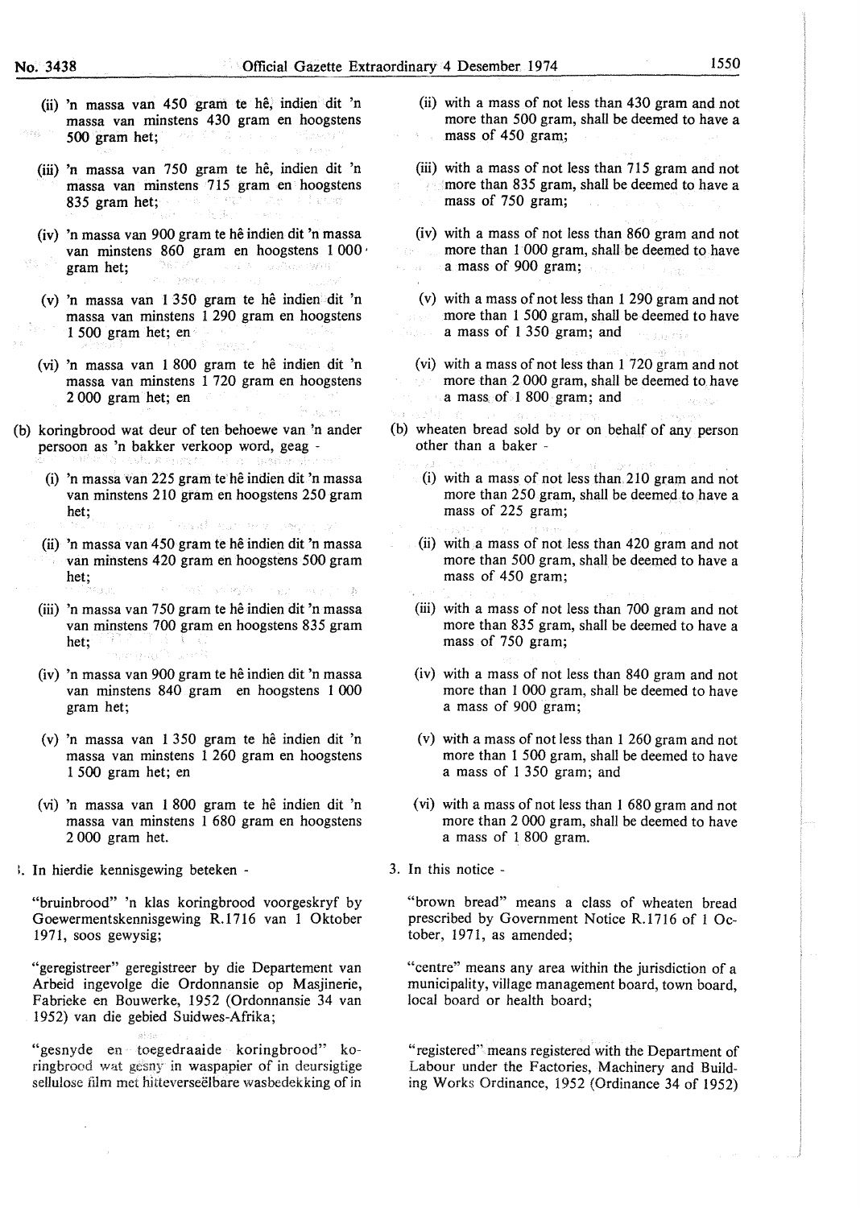(ii) 'n massa van 450 gram te hê, indien dit 'n massa van minstens 430 gram en hoogstens 500 gram het;

(iii) 'n massa van 750 gram te hê, indien dit 'n massa van minstens 715 gram en hoogstens 835 gram het;

(iv) 'n massa van 900 gram te hê indien dit 'n massa van minstens 860 gram en hoogstens 1 000 gram het;

(v) 'n massa van 1 350 gram te hê indien dit 'n massa van minstens 1 290 gram en hoogstens 1 500 gram het; en

(vi) 'n massa van 1 800 gram te hê indien dit 'n massa van minstens 1 720 gram en hoogstens 2 000 gram het; en

(b) koringbrood wat deur of ten behoewe van 'n ander persoon as 'n bakker verkoop word, geag -

(i) 'n massa van 225 gram te hê indien dit 'n massa van minstens 210 gram en hoogstens 250 gram het;

(ii) 'n massa van 450 gram te hê indien dit 'n massa van minstens 420 gram en hoogstens 500 gram het;

(iii) 'n massa van 750 gram te hê indien dit 'n massa van minstens 700 gram en hoogstens 835 gram het;

(iv) 'n massa van 900 gram te hê indien dit 'n massa van minstens 840 gram en hoogstens 1 000 gram het;

(v) 'n massa van 1 350 gram te hê indien dit 'n massa van minstens 1 260 gram en hoogstens 1 500 gram het; en

(vi) 'n massa van 1 800 gram te hê indien dit 'n massa van minstens 1 680 gram en hoogstens 2 000 gram het.

3. In hierdie kennisgewing beteken -

"bruinbrood" 'n klas koringbrood voorgeskryf by Goewermentskennisgewing R.1716 van 1 Oktober 1971, soos gewysig;

"geregistreer" geregistreer by die Departement van Arbeid ingevolge die Ordonnansie op Masjinerie, Fabrieke en Bouwerke, 1952 (Ordonnansie 34 van 1952) van die gebied Suidwes-Afrika;

"gesnyde en toegedraaide koringbrood" koringbrood wat gesny in waspapier of in deursigtige sellulose film met hitteverseëlbare wasbedekking of in

(ii) with a mass of not less than 430 gram and not more than 500 gram, shall be deemed to have a mass of 450 gram;

(iii) with a mass of not less than 715 gram and not more than 835 gram, shall be deemed to have a mass of 750 gram;

(iv) with a mass of not less than 860 gram and not more than 1 000 gram, shall be deemed to have a mass of 900 gram;

(v) with a mass of not less than 1 290 gram and not more than 1 500 gram, shall be deemed to have a mass of 1 350 gram; and

(vi) with a mass of not less than 1 720 gram and not more than 2 000 gram, shall be deemed to have a mass of 1 800 gram; and

(b) wheaten bread sold by or on behalf of any person other than a baker -

(i) with a mass of not less than 210 gram and not more than 250 gram, shall be deemed to have a mass of 225 gram;

(ii) with a mass of not less than 420 gram and not more than 500 gram, shall be deemed to have a mass of 450 gram;

(iii) with a mass of not less than 700 gram and not more than 835 gram, shall be deemed to have a mass of 750 gram;

(iv) with a mass of not less than 840 gram and not more than 1 000 gram, shall be deemed to have a mass of 900 gram;

(v) with a mass of not less than 1 260 gram and not more than 1 500 gram, shall be deemed to have a mass of 1 350 gram; and

(vi) with a mass of not less than 1 680 gram and not more than 2 000 gram, shall be deemed to have a mass of 1 800 gram.

3. In this notice -

"brown bread" means a class of wheaten bread prescribed by Government Notice R.1716 of 1 October, 1971, as amended;

"centre" means any area within the jurisdiction of a municipality, village management board, town board, local board or health board;

"registered" means registered with the Department of Labour under the Factories, Machinery and Building Works Ordinance, 1952 (Ordinance 34 of 1952)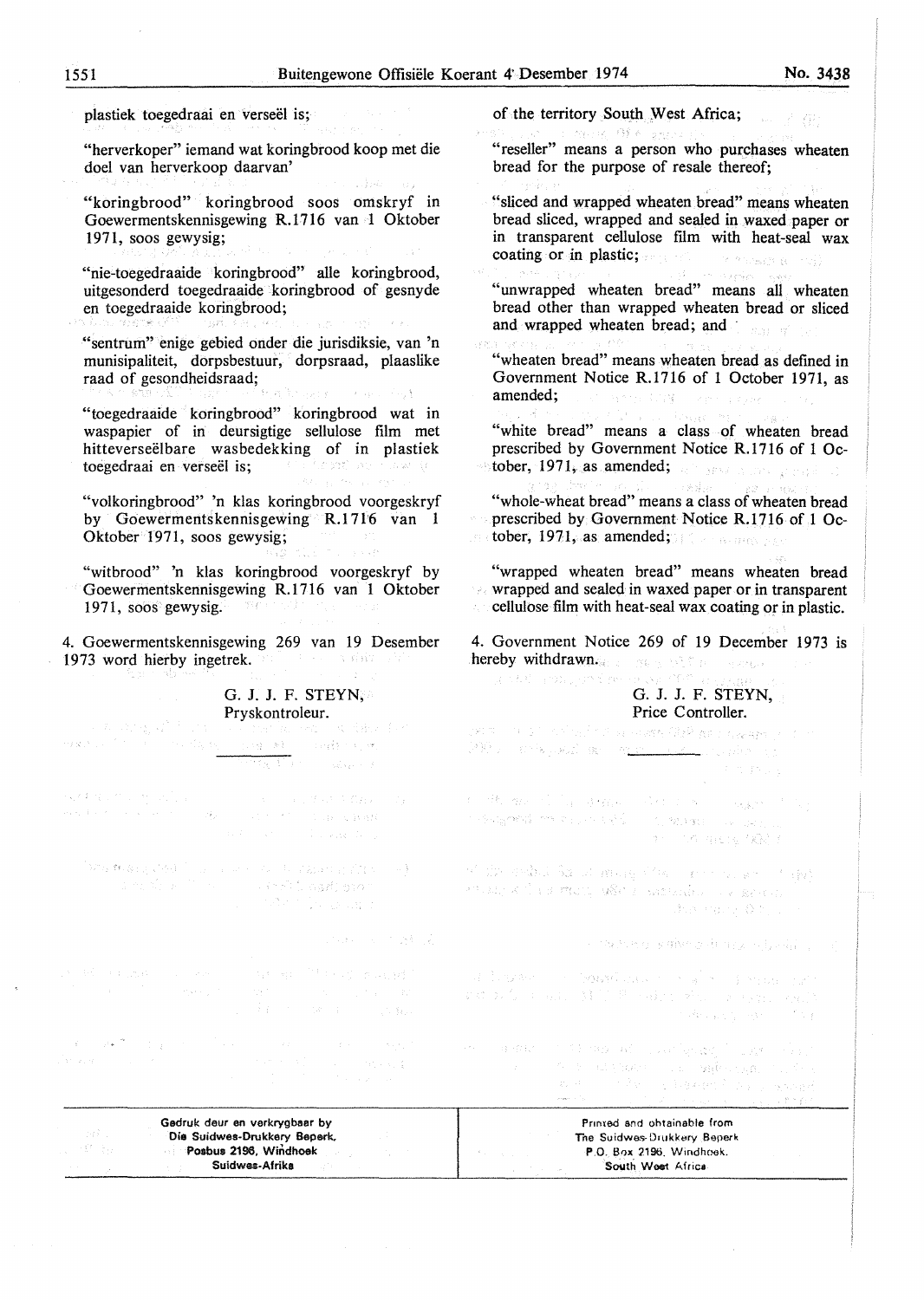plastiek toegedraai en verseël is;

"herverkoper" iemand wat koringbrood koop met die doel van herverkoop daarvan'

"koringbrood" koringbrood soos omskryf in Goewermentskennisgewing R.1716 van 1 Oktober 1971, soos gewysig;

"nie-toegedraaide koringbrood" alle koringbrood, uitgesonderd toegedraaide koringbrood of gesnyde en toegedraaide koringbrood;

"sentrum" enige gebied onder die jurisdiksie, van 'n munisipaliteit, dorpsbestuur, dorpsraad, plaaslike raad of gesondheidsraad;

"toegedraaide koringbrood" koringbrood wat in waspapier of in deursigtige sellulose film met hitteverseëlbare wasbedekking of in plastiek toegedraai en verseël is;

"volkoringbrood" 'n klas koringbrood voorgeskryf by Goewermentskennisgewing R.1716 van 1 Oktober 1971, soos gewysig;

"witbrood" 'n klas koringbrood voorgeskryf by Goewermentskennisgewing R.1716 van 1 Oktober 1971, soos gewysig.

4. Goewermentskennisgewing 269 van 19 Desember 1973 word hierby ingetrek.

G. J. J. F. STEYN,
Pryskontroleur.

---

of the territory South West Africa;

"reseller" means a person who purchases wheaten bread for the purpose of resale thereof;

"sliced and wrapped wheaten bread" means wheaten bread sliced, wrapped and sealed in waxed paper or in transparent cellulose film with heat-seal wax coating or in plastic;

"unwrapped wheaten bread" means all wheaten bread other than wrapped wheaten bread or sliced and wrapped wheaten bread; and

"wheaten bread" means wheaten bread as defined in Government Notice R.1716 of 1 October 1971, as amended;

"white bread" means a class of wheaten bread prescribed by Government Notice R.1716 of 1 October, 1971, as amended;

"whole-wheat bread" means a class of wheaten bread prescribed by Government Notice R.1716 of 1 October, 1971, as amended;

"wrapped wheaten bread" means wheaten bread wrapped and sealed in waxed paper or in transparent cellulose film with heat-seal wax coating or in plastic.

4. Government Notice 269 of 19 December 1973 is hereby withdrawn.

G. J. J. F. STEYN,
Price Controller.

---

Gedruk deur en verkrygbaar by
Die Suidwes-Drukkery Beperk,
Posbus 2196, Windhoek
Suidwes-Afrika

Printed and obtainable from
The Suidwes-Drukkery Beperk
P.O. Box 2196, Windhoek.
South West Africa